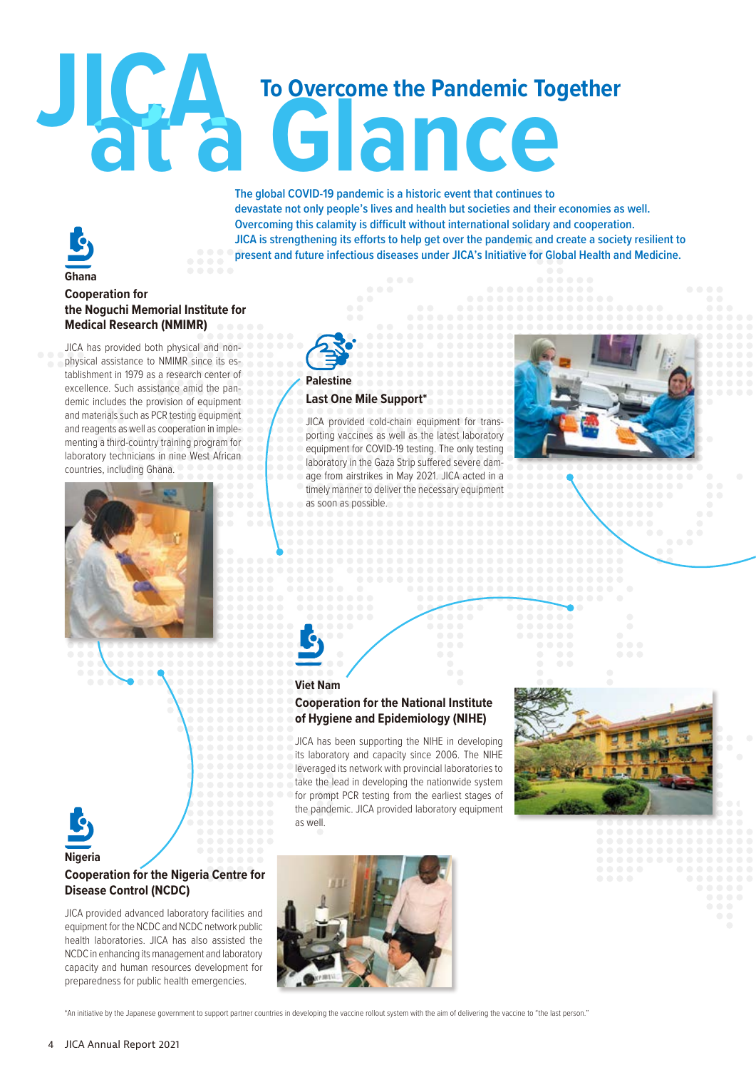# JICA at a Glance

## To Overcome the Pandemic Together

**The global COVID-19 pandemic is a historic event that continues to devastate not only people's lives and health but societies and their economies as well. Overcoming this calamity is difficult without international solidary and cooperation. JICA is strengthening its efforts to help get over the pandemic and create a society resilient to present and future infectious diseases under JICA's Initiative for Global Health and Medicine.**

### Ghana

#### Cooperation for the Noguchi Memorial Institute for Medical Research (NMIMR)

JICA has provided both physical and non-physical assistance to NMIMR since its establishment in 1979 as a research center of excellence. Such assistance amid the pandemic includes the provision of equipment and materials such as PCR testing equipment and reagents as well as cooperation in implementing a third-country training program for laboratory technicians in nine West African countries, including Ghana.

### Palestine

#### Last One Mile Support*

JICA provided cold-chain equipment for transporting vaccines as well as the latest laboratory equipment for COVID-19 testing. The only testing laboratory in the Gaza Strip suffered severe damage from airstrikes in May 2021. JICA acted in a timely manner to deliver the necessary equipment as soon as possible.

### Viet Nam

#### Cooperation for the National Institute of Hygiene and Epidemiology (NIHE)

JICA has been supporting the NIHE in developing its laboratory and capacity since 2006. The NIHE leveraged its network with provincial laboratories to take the lead in developing the nationwide system for prompt PCR testing from the earliest stages of the pandemic. JICA provided laboratory equipment as well.

### Nigeria

#### Cooperation for the Nigeria Centre for Disease Control (NCDC)

JICA provided advanced laboratory facilities and equipment for the NCDC and NCDC network public health laboratories. JICA has also assisted the NCDC in enhancing its management and laboratory capacity and human resources development for preparedness for public health emergencies.

*An initiative by the Japanese government to support partner countries in developing the vaccine rollout system with the aim of delivering the vaccine to "the last person."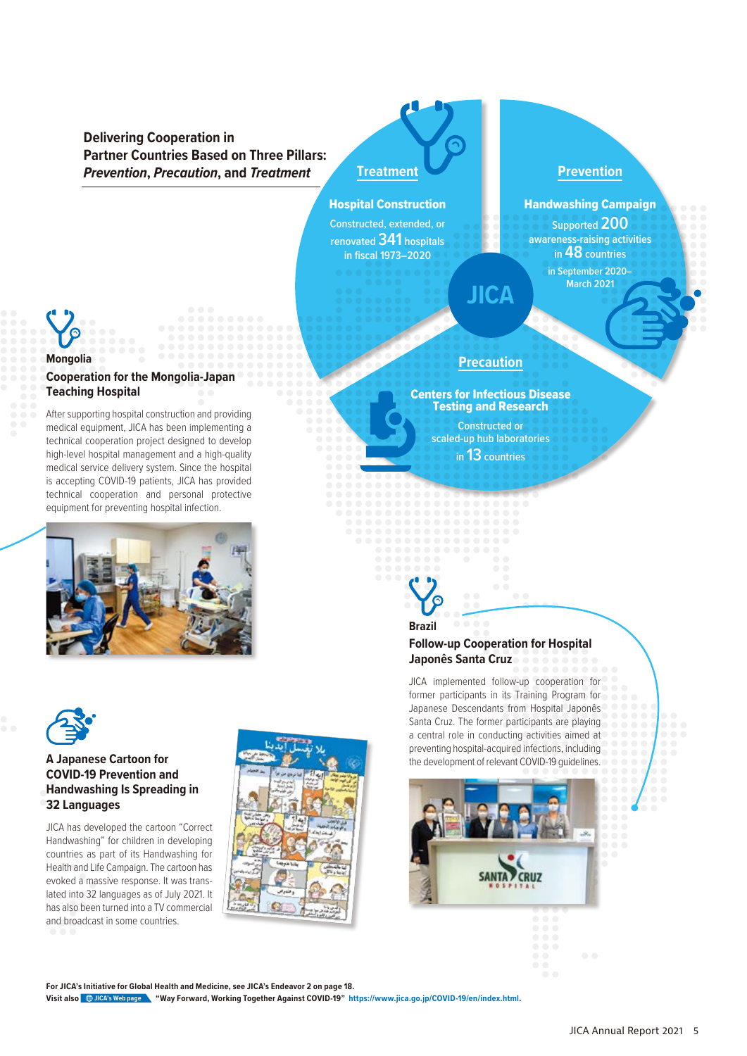## Delivering Cooperation in Partner Countries Based on Three Pillars: *Prevention*, *Precaution*, and *Treatment*

JICA

**Treatment**

**Hospital Construction**

Constructed, extended, or renovated 341 hospitals in fiscal 1973–2020

**Prevention**

**Handwashing Campaign**

Supported 200 awareness-raising activities in 48 countries in September 2020–March 2021

**Precaution**

**Centers for Infectious Disease Testing and Research**

Constructed or scaled-up hub laboratories in 13 countries

### Mongolia

**Cooperation for the Mongolia-Japan Teaching Hospital**

After supporting hospital construction and providing medical equipment, JICA has been implementing a technical cooperation project designed to develop high-level hospital management and a high-quality medical service delivery system. Since the hospital is accepting COVID-19 patients, JICA has provided technical cooperation and personal protective equipment for preventing hospital infection.

### Brazil

**Follow-up Cooperation for Hospital Japonês Santa Cruz**

JICA implemented follow-up cooperation for former participants in its Training Program for Japanese Descendants from Hospital Japonês Santa Cruz. The former participants are playing a central role in conducting activities aimed at preventing hospital-acquired infections, including the development of relevant COVID-19 guidelines.

### A Japanese Cartoon for COVID-19 Prevention and Handwashing Is Spreading in 32 Languages

JICA has developed the cartoon "Correct Handwashing" for children in developing countries as part of its Handwashing for Health and Life Campaign. The cartoon has evoked a massive response. It was translated into 32 languages as of July 2021. It has also been turned into a TV commercial and broadcast in some countries.

**For JICA's Initiative for Global Health and Medicine, see JICA's Endeavor 2 on page 18.**
**Visit also JICA's Web page "Way Forward, Working Together Against COVID-19" https://www.jica.go.jp/COVID-19/en/index.html.**